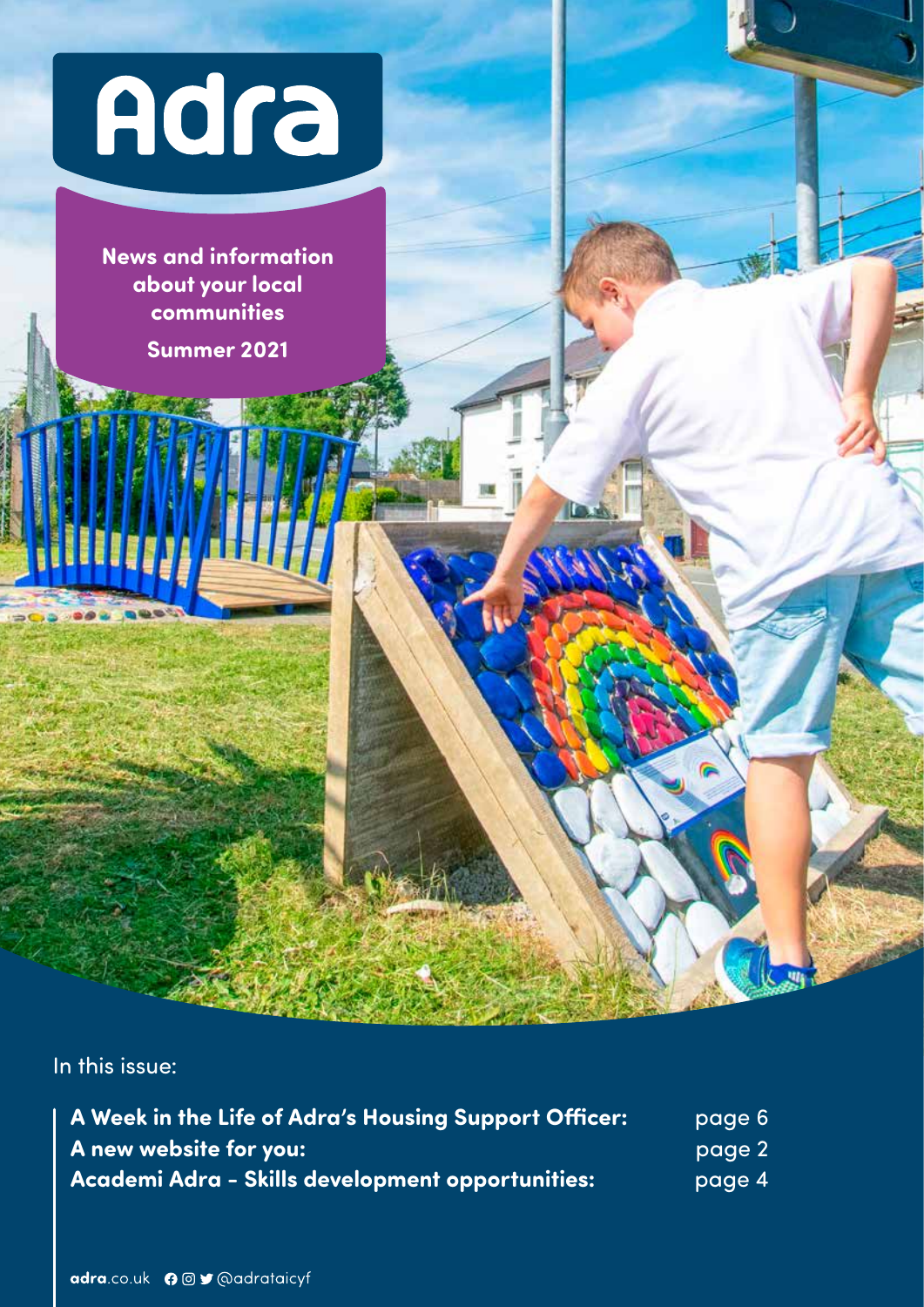# Adra

**News and information about your local communities**

**Summer 2021**

In this issue:

**A Week in the Life of Adra's Housing Support Officer:** page 6
**A new website for you:** page 2
**Academi Adra - Skills development opportunities:** page 4

**adra**.co.uk @adrataicyf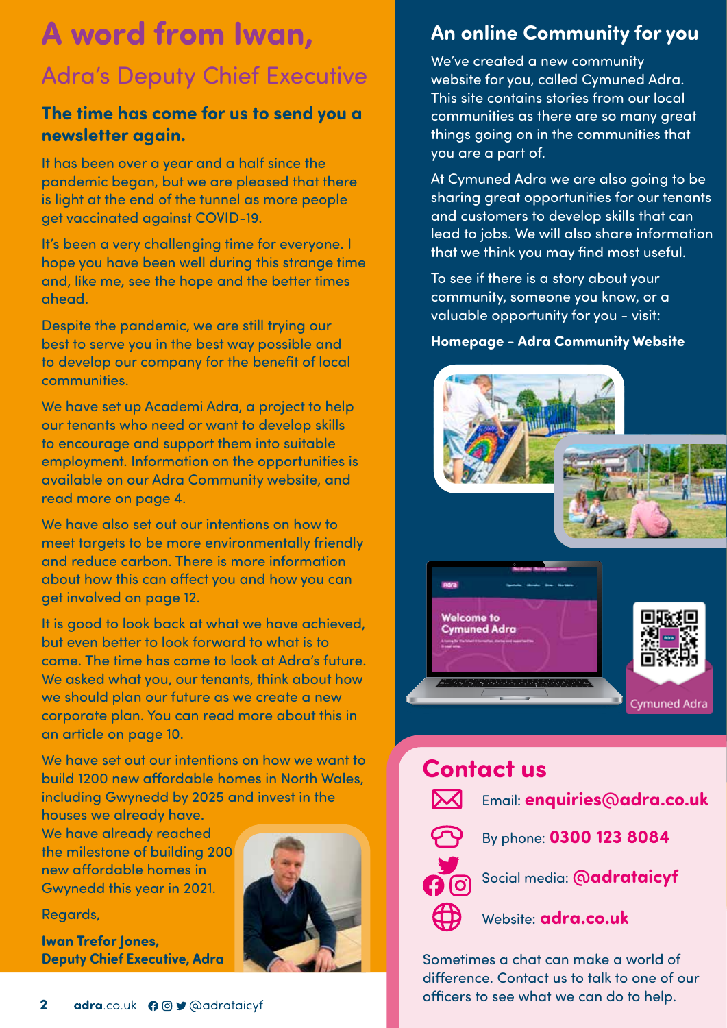# A word from Iwan,

## Adra's Deputy Chief Executive

### The time has come for us to send you a newsletter again.

It has been over a year and a half since the pandemic began, but we are pleased that there is light at the end of the tunnel as more people get vaccinated against COVID-19.

It's been a very challenging time for everyone. I hope you have been well during this strange time and, like me, see the hope and the better times ahead.

Despite the pandemic, we are still trying our best to serve you in the best way possible and to develop our company for the benefit of local communities.

We have set up Academi Adra, a project to help our tenants who need or want to develop skills to encourage and support them into suitable employment. Information on the opportunities is available on our Adra Community website, and read more on page 4.

We have also set out our intentions on how to meet targets to be more environmentally friendly and reduce carbon. There is more information about how this can affect you and how you can get involved on page 12.

It is good to look back at what we have achieved, but even better to look forward to what is to come. The time has come to look at Adra's future. We asked what you, our tenants, think about how we should plan our future as we create a new corporate plan. You can read more about this in an article on page 10.

We have set out our intentions on how we want to build 1200 new affordable homes in North Wales, including Gwynedd by 2025 and invest in the houses we already have. We have already reached the milestone of building 200 new affordable homes in Gwynedd this year in 2021.

Regards,

**Iwan Trefor Jones,**
**Deputy Chief Executive, Adra**

## An online Community for you

We've created a new community website for you, called Cymuned Adra. This site contains stories from our local communities as there are so many great things going on in the communities that you are a part of.

At Cymuned Adra we are also going to be sharing great opportunities for our tenants and customers to develop skills that can lead to jobs. We will also share information that we think you may find most useful.

To see if there is a story about your community, someone you know, or a valuable opportunity for you - visit:

**Homepage - Adra Community Website**

Cymuned Adra

## Contact us

Email: **enquiries@adra.co.uk**

By phone: **0300 123 8084**

Social media: **@adrataicyf**

Website: **adra.co.uk**

Sometimes a chat can make a world of difference. Contact us to talk to one of our officers to see what we can do to help.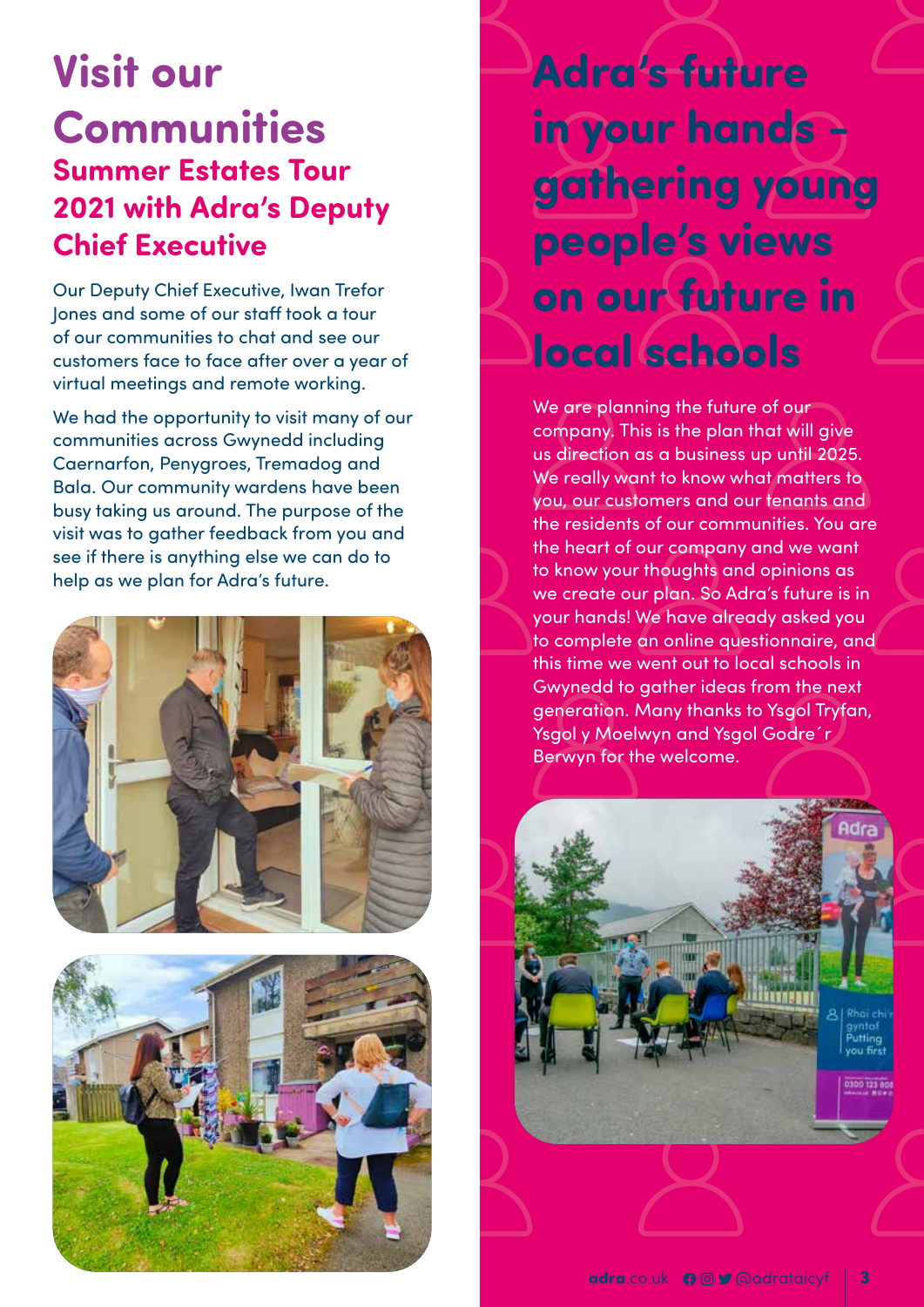# Visit our Communities

## Summer Estates Tour 2021 with Adra's Deputy Chief Executive

Our Deputy Chief Executive, Iwan Trefor Jones and some of our staff took a tour of our communities to chat and see our customers face to face after over a year of virtual meetings and remote working.

We had the opportunity to visit many of our communities across Gwynedd including Caernarfon, Penygroes, Tremadog and Bala. Our community wardens have been busy taking us around. The purpose of the visit was to gather feedback from you and see if there is anything else we can do to help as we plan for Adra's future.

# Adra's future in your hands - gathering young people's views on our future in local schools

We are planning the future of our company. This is the plan that will give us direction as a business up until 2025. We really want to know what matters to you, our customers and our tenants and the residents of our communities. You are the heart of our company and we want to know your thoughts and opinions as we create our plan. So Adra's future is in your hands! We have already asked you to complete an online questionnaire, and this time we went out to local schools in Gwynedd to gather ideas from the next generation. Many thanks to Ysgol Tryfan, Ysgol y Moelwyn and Ysgol Godre´r Berwyn for the welcome.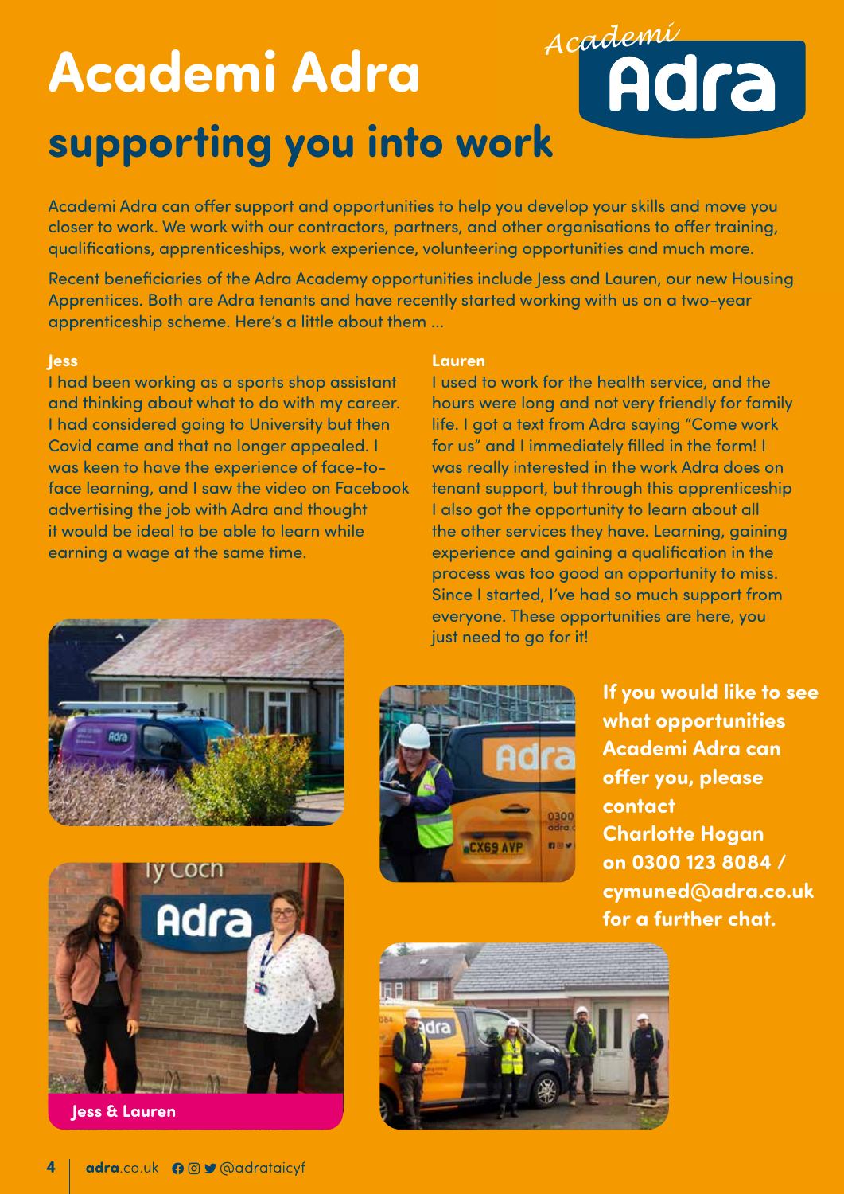# Academi Adra

## supporting you into work

Academi Adra can offer support and opportunities to help you develop your skills and move you closer to work. We work with our contractors, partners, and other organisations to offer training, qualifications, apprenticeships, work experience, volunteering opportunities and much more.

Recent beneficiaries of the Adra Academy opportunities include Jess and Lauren, our new Housing Apprentices. Both are Adra tenants and have recently started working with us on a two-year apprenticeship scheme. Here's a little about them ...

**Jess**

I had been working as a sports shop assistant and thinking about what to do with my career. I had considered going to University but then Covid came and that no longer appealed. I was keen to have the experience of face-to-face learning, and I saw the video on Facebook advertising the job with Adra and thought it would be ideal to be able to learn while earning a wage at the same time.

**Lauren**

I used to work for the health service, and the hours were long and not very friendly for family life. I got a text from Adra saying "Come work for us" and I immediately filled in the form! I was really interested in the work Adra does on tenant support, but through this apprenticeship I also got the opportunity to learn about all the other services they have. Learning, gaining experience and gaining a qualification in the process was too good an opportunity to miss. Since I started, I've had so much support from everyone. These opportunities are here, you just need to go for it!

**If you would like to see what opportunities Academi Adra can offer you, please contact Charlotte Hogan on 0300 123 8084 / cymuned@adra.co.uk for a further chat.**

Jess & Lauren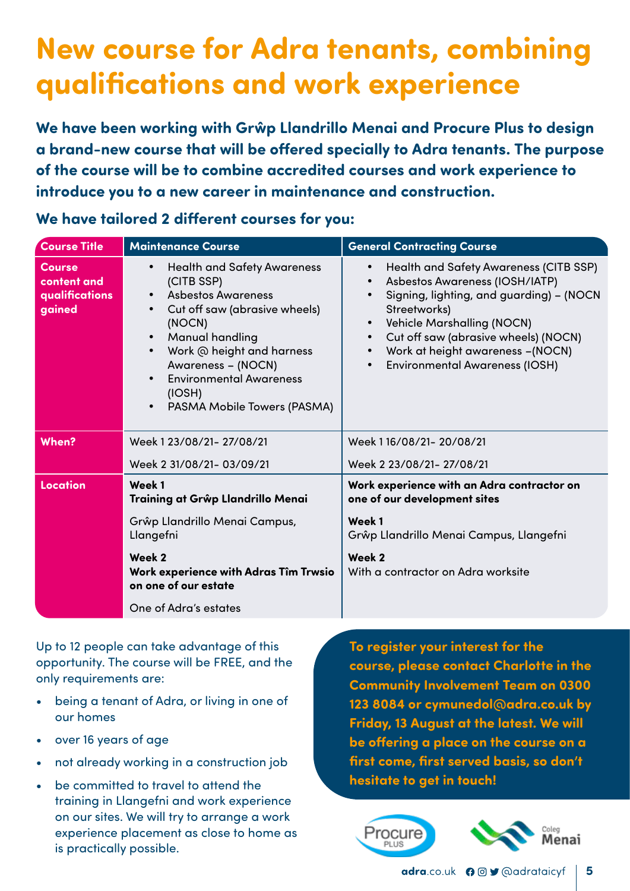# New course for Adra tenants, combining qualifications and work experience

**We have been working with Grŵp Llandrillo Menai and Procure Plus to design a brand-new course that will be offered specially to Adra tenants. The purpose of the course will be to combine accredited courses and work experience to introduce you to a new career in maintenance and construction.**

### We have tailored 2 different courses for you:

| Course Title | Maintenance Course | General Contracting Course |
|---|---|---|
| Course content and qualifications gained | • Health and Safety Awareness (CITB SSP)<br>• Asbestos Awareness<br>• Cut off saw (abrasive wheels) (NOCN)<br>• Manual handling<br>• Work @ height and harness Awareness – (NOCN)<br>• Environmental Awareness (IOSH)<br>• PASMA Mobile Towers (PASMA) | • Health and Safety Awareness (CITB SSP)<br>• Asbestos Awareness (IOSH/IATP)<br>• Signing, lighting, and guarding) – (NOCN Streetworks)<br>• Vehicle Marshalling (NOCN)<br>• Cut off saw (abrasive wheels) (NOCN)<br>• Work at height awareness –(NOCN)<br>• Environmental Awareness (IOSH) |
| When? | Week 1 23/08/21- 27/08/21<br>Week 2 31/08/21- 03/09/21 | Week 1 16/08/21- 20/08/21<br>Week 2 23/08/21- 27/08/21 |
| Location | **Week 1**<br>**Training at Grŵp Llandrillo Menai**<br>Grŵp Llandrillo Menai Campus, Llangefni<br>**Week 2**<br>**Work experience with Adras Tîm Trwsio on one of our estate**<br>One of Adra's estates | **Work experience with an Adra contractor on one of our development sites**<br>**Week 1**<br>Grŵp Llandrillo Menai Campus, Llangefni<br>**Week 2**<br>With a contractor on Adra worksite |

Up to 12 people can take advantage of this opportunity. The course will be FREE, and the only requirements are:

- being a tenant of Adra, or living in one of our homes
- over 16 years of age
- not already working in a construction job
- be committed to travel to attend the training in Llangefni and work experience on our sites. We will try to arrange a work experience placement as close to home as is practically possible.

**To register your interest for the course, please contact Charlotte in the Community Involvement Team on 0300 123 8084 or cymunedol@adra.co.uk by Friday, 13 August at the latest. We will be offering a place on the course on a first come, first served basis, so don't hesitate to get in touch!**

Procure PLUS

Coleg Menai

adra.co.uk @adrataicyf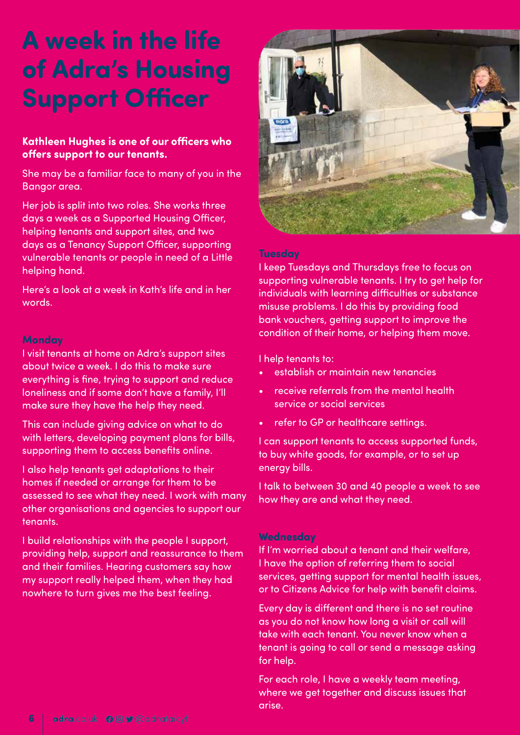# A week in the life of Adra's Housing Support Officer

**Kathleen Hughes is one of our officers who offers support to our tenants.**

She may be a familiar face to many of you in the Bangor area.

Her job is split into two roles. She works three days a week as a Supported Housing Officer, helping tenants and support sites, and two days as a Tenancy Support Officer, supporting vulnerable tenants or people in need of a Little helping hand.

Here's a look at a week in Kath's life and in her words.

### Monday

I visit tenants at home on Adra's support sites about twice a week. I do this to make sure everything is fine, trying to support and reduce loneliness and if some don't have a family, I'll make sure they have the help they need.

This can include giving advice on what to do with letters, developing payment plans for bills, supporting them to access benefits online.

I also help tenants get adaptations to their homes if needed or arrange for them to be assessed to see what they need. I work with many other organisations and agencies to support our tenants.

I build relationships with the people I support, providing help, support and reassurance to them and their families. Hearing customers say how my support really helped them, when they had nowhere to turn gives me the best feeling.

### Tuesday

I keep Tuesdays and Thursdays free to focus on supporting vulnerable tenants. I try to get help for individuals with learning difficulties or substance misuse problems. I do this by providing food bank vouchers, getting support to improve the condition of their home, or helping them move.

I help tenants to:

- establish or maintain new tenancies
- receive referrals from the mental health service or social services
- refer to GP or healthcare settings.

I can support tenants to access supported funds, to buy white goods, for example, or to set up energy bills.

I talk to between 30 and 40 people a week to see how they are and what they need.

### Wednesday

If I'm worried about a tenant and their welfare, I have the option of referring them to social services, getting support for mental health issues, or to Citizens Advice for help with benefit claims.

Every day is different and there is no set routine as you do not know how long a visit or call will take with each tenant. You never know when a tenant is going to call or send a message asking for help.

For each role, I have a weekly team meeting, where we get together and discuss issues that arise.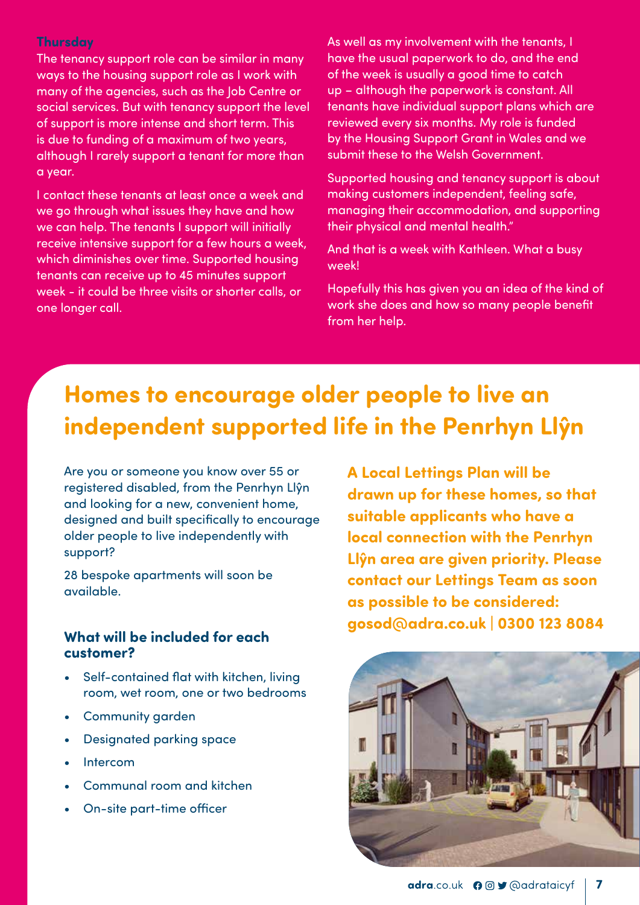### Thursday

The tenancy support role can be similar in many ways to the housing support role as I work with many of the agencies, such as the Job Centre or social services. But with tenancy support the level of support is more intense and short term. This is due to funding of a maximum of two years, although I rarely support a tenant for more than a year.

I contact these tenants at least once a week and we go through what issues they have and how we can help. The tenants I support will initially receive intensive support for a few hours a week, which diminishes over time. Supported housing tenants can receive up to 45 minutes support week - it could be three visits or shorter calls, or one longer call.

As well as my involvement with the tenants, I have the usual paperwork to do, and the end of the week is usually a good time to catch up – although the paperwork is constant. All tenants have individual support plans which are reviewed every six months. My role is funded by the Housing Support Grant in Wales and we submit these to the Welsh Government.

Supported housing and tenancy support is about making customers independent, feeling safe, managing their accommodation, and supporting their physical and mental health."

And that is a week with Kathleen. What a busy week!

Hopefully this has given you an idea of the kind of work she does and how so many people benefit from her help.

## Homes to encourage older people to live an independent supported life in the Penrhyn Llŷn

Are you or someone you know over 55 or registered disabled, from the Penrhyn Llŷn and looking for a new, convenient home, designed and built specifically to encourage older people to live independently with support?

28 bespoke apartments will soon be available.

### What will be included for each customer?

- Self-contained flat with kitchen, living room, wet room, one or two bedrooms
- Community garden
- Designated parking space
- Intercom
- Communal room and kitchen
- On-site part-time officer

**A Local Lettings Plan will be drawn up for these homes, so that suitable applicants who have a local connection with the Penrhyn Llŷn area are given priority. Please contact our Lettings Team as soon as possible to be considered: gosod@adra.co.uk | 0300 123 8084**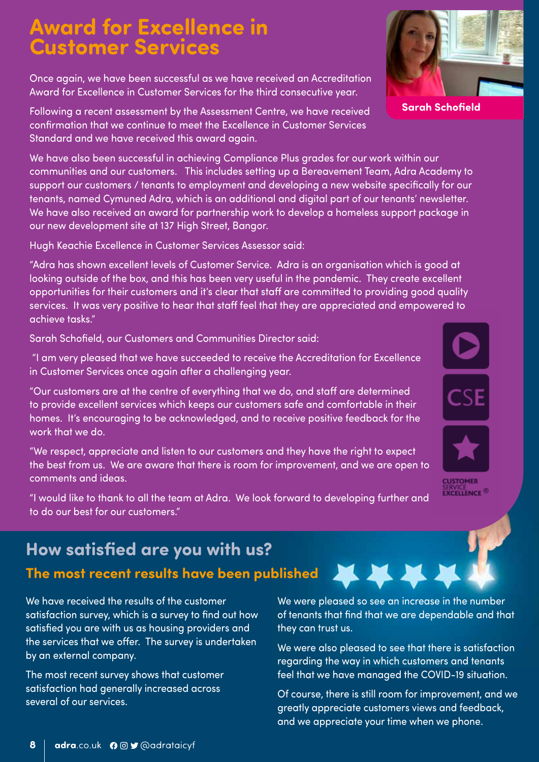# Award for Excellence in Customer Services

Sarah Schofield

Once again, we have been successful as we have received an Accreditation Award for Excellence in Customer Services for the third consecutive year.

Following a recent assessment by the Assessment Centre, we have received confirmation that we continue to meet the Excellence in Customer Services Standard and we have received this award again.

We have also been successful in achieving Compliance Plus grades for our work within our communities and our customers. This includes setting up a Bereavement Team, Adra Academy to support our customers / tenants to employment and developing a new website specifically for our tenants, named Cymuned Adra, which is an additional and digital part of our tenants' newsletter. We have also received an award for partnership work to develop a homeless support package in our new development site at 137 High Street, Bangor.

Hugh Keachie Excellence in Customer Services Assessor said:

"Adra has shown excellent levels of Customer Service. Adra is an organisation which is good at looking outside of the box, and this has been very useful in the pandemic. They create excellent opportunities for their customers and it's clear that staff are committed to providing good quality services. It was very positive to hear that staff feel that they are appreciated and empowered to achieve tasks."

Sarah Schofield, our Customers and Communities Director said:

"I am very pleased that we have succeeded to receive the Accreditation for Excellence in Customer Services once again after a challenging year.

"Our customers are at the centre of everything that we do, and staff are determined to provide excellent services which keeps our customers safe and comfortable in their homes. It's encouraging to be acknowledged, and to receive positive feedback for the work that we do.

"We respect, appreciate and listen to our customers and they have the right to expect the best from us. We are aware that there is room for improvement, and we are open to comments and ideas.

"I would like to thank to all the team at Adra. We look forward to developing further and to do our best for our customers."

CSE CUSTOMER SERVICE EXCELLENCE ®

## How satisfied are you with us?

### The most recent results have been published

We have received the results of the customer satisfaction survey, which is a survey to find out how satisfied you are with us as housing providers and the services that we offer. The survey is undertaken by an external company.

The most recent survey shows that customer satisfaction had generally increased across several of our services.

We were pleased so see an increase in the number of tenants that find that we are dependable and that they can trust us.

We were also pleased to see that there is satisfaction regarding the way in which customers and tenants feel that we have managed the COVID-19 situation.

Of course, there is still room for improvement, and we greatly appreciate customers views and feedback, and we appreciate your time when we phone.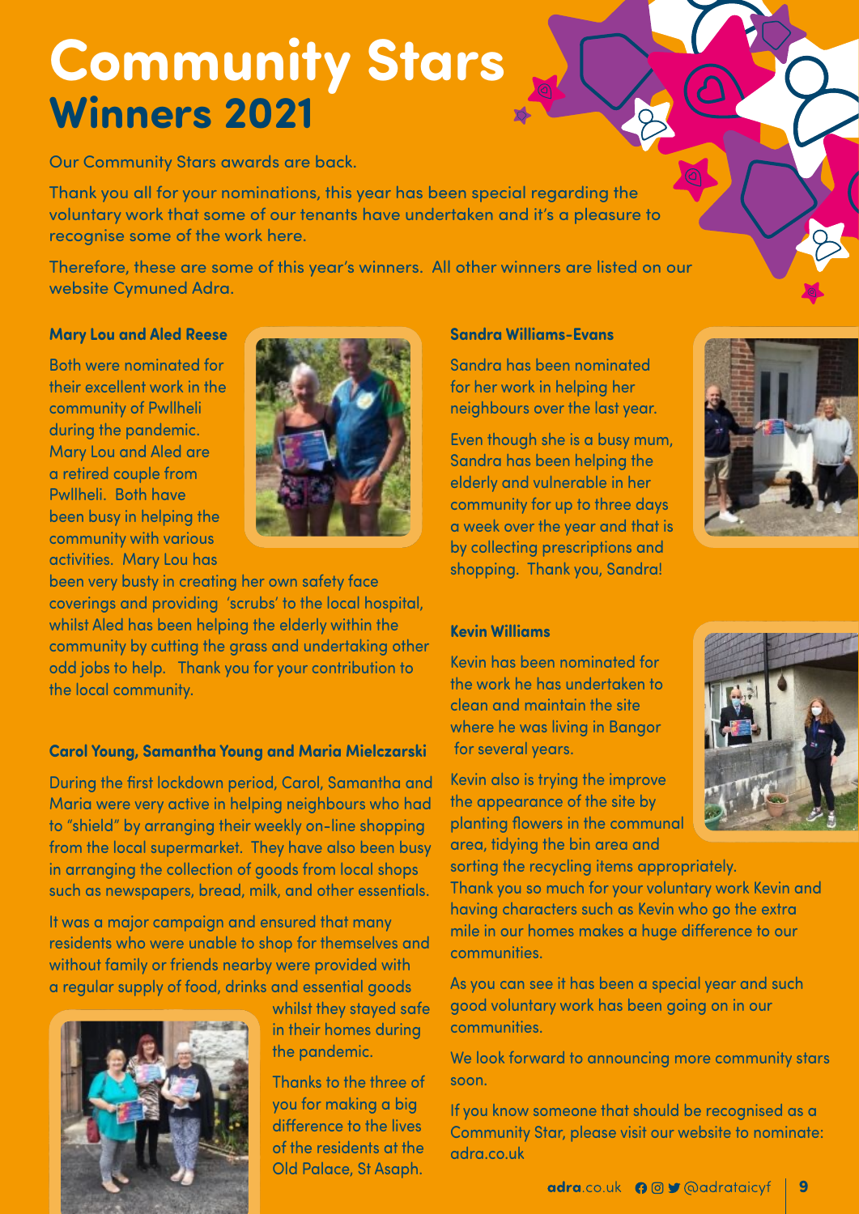# Community Stars
## Winners 2021

Our Community Stars awards are back.

Thank you all for your nominations, this year has been special regarding the voluntary work that some of our tenants have undertaken and it's a pleasure to recognise some of the work here.

Therefore, these are some of this year's winners. All other winners are listed on our website Cymuned Adra.

### Mary Lou and Aled Reese

Both were nominated for their excellent work in the community of Pwllheli during the pandemic. Mary Lou and Aled are a retired couple from Pwllheli. Both have been busy in helping the community with various activities. Mary Lou has been very busty in creating her own safety face coverings and providing 'scrubs' to the local hospital, whilst Aled has been helping the elderly within the community by cutting the grass and undertaking other odd jobs to help. Thank you for your contribution to the local community.

### Carol Young, Samantha Young and Maria Mielczarski

During the first lockdown period, Carol, Samantha and Maria were very active in helping neighbours who had to "shield" by arranging their weekly on-line shopping from the local supermarket. They have also been busy in arranging the collection of goods from local shops such as newspapers, bread, milk, and other essentials.

It was a major campaign and ensured that many residents who were unable to shop for themselves and without family or friends nearby were provided with a regular supply of food, drinks and essential goods whilst they stayed safe in their homes during the pandemic.

Thanks to the three of you for making a big difference to the lives of the residents at the Old Palace, St Asaph.

### Sandra Williams-Evans

Sandra has been nominated for her work in helping her neighbours over the last year.

Even though she is a busy mum, Sandra has been helping the elderly and vulnerable in her community for up to three days a week over the year and that is by collecting prescriptions and shopping. Thank you, Sandra!

### Kevin Williams

Kevin has been nominated for the work he has undertaken to clean and maintain the site where he was living in Bangor for several years.

Kevin also is trying the improve the appearance of the site by planting flowers in the communal area, tidying the bin area and sorting the recycling items appropriately.
Thank you so much for your voluntary work Kevin and having characters such as Kevin who go the extra mile in our homes makes a huge difference to our communities.

As you can see it has been a special year and such good voluntary work has been going on in our communities.

We look forward to announcing more community stars soon.

If you know someone that should be recognised as a Community Star, please visit our website to nominate: adra.co.uk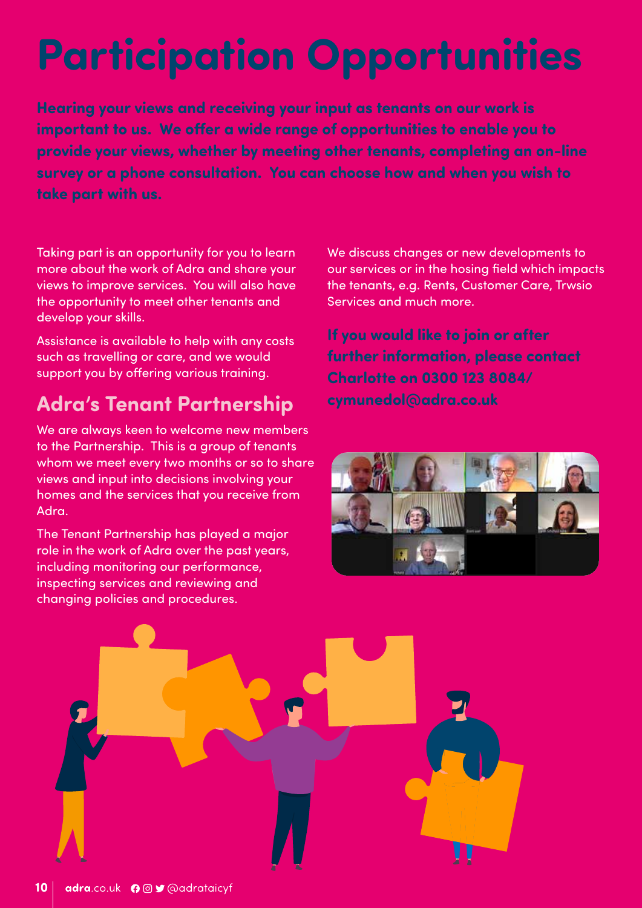# Participation Opportunities

**Hearing your views and receiving your input as tenants on our work is important to us. We offer a wide range of opportunities to enable you to provide your views, whether by meeting other tenants, completing an on-line survey or a phone consultation. You can choose how and when you wish to take part with us.**

Taking part is an opportunity for you to learn more about the work of Adra and share your views to improve services. You will also have the opportunity to meet other tenants and develop your skills.

Assistance is available to help with any costs such as travelling or care, and we would support you by offering various training.

## Adra's Tenant Partnership

We are always keen to welcome new members to the Partnership. This is a group of tenants whom we meet every two months or so to share views and input into decisions involving your homes and the services that you receive from Adra.

The Tenant Partnership has played a major role in the work of Adra over the past years, including monitoring our performance, inspecting services and reviewing and changing policies and procedures.

We discuss changes or new developments to our services or in the hosing field which impacts the tenants, e.g. Rents, Customer Care, Trwsio Services and much more.

**If you would like to join or after further information, please contact Charlotte on 0300 123 8084/ cymunedol@adra.co.uk**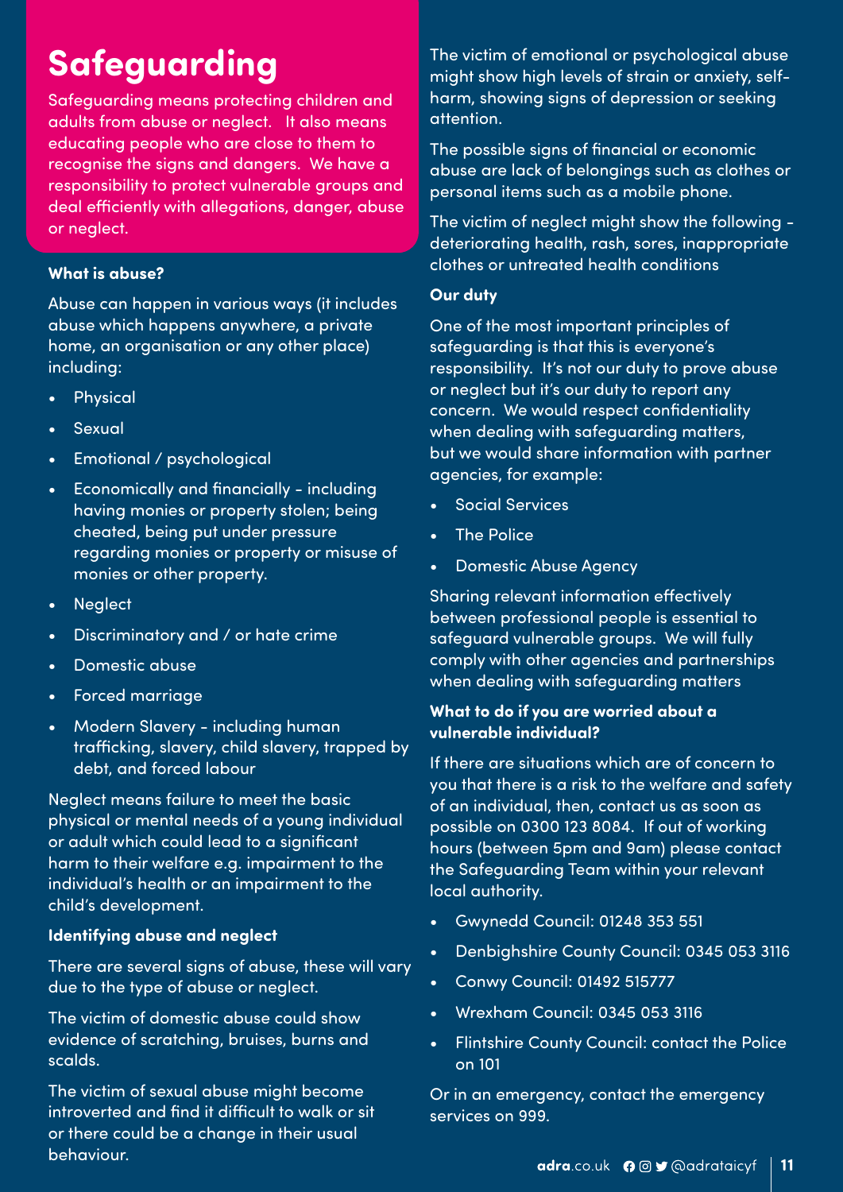# Safeguarding

Safeguarding means protecting children and adults from abuse or neglect. It also means educating people who are close to them to recognise the signs and dangers. We have a responsibility to protect vulnerable groups and deal efficiently with allegations, danger, abuse or neglect.

**What is abuse?**

Abuse can happen in various ways (it includes abuse which happens anywhere, a private home, an organisation or any other place) including:

- Physical
- Sexual
- Emotional / psychological
- Economically and financially - including having monies or property stolen; being cheated, being put under pressure regarding monies or property or misuse of monies or other property.
- Neglect
- Discriminatory and / or hate crime
- Domestic abuse
- Forced marriage
- Modern Slavery - including human trafficking, slavery, child slavery, trapped by debt, and forced labour

Neglect means failure to meet the basic physical or mental needs of a young individual or adult which could lead to a significant harm to their welfare e.g. impairment to the individual's health or an impairment to the child's development.

**Identifying abuse and neglect**

There are several signs of abuse, these will vary due to the type of abuse or neglect.

The victim of domestic abuse could show evidence of scratching, bruises, burns and scalds.

The victim of sexual abuse might become introverted and find it difficult to walk or sit or there could be a change in their usual behaviour.

The victim of emotional or psychological abuse might show high levels of strain or anxiety, self-harm, showing signs of depression or seeking attention.

The possible signs of financial or economic abuse are lack of belongings such as clothes or personal items such as a mobile phone.

The victim of neglect might show the following - deteriorating health, rash, sores, inappropriate clothes or untreated health conditions

**Our duty**

One of the most important principles of safeguarding is that this is everyone's responsibility. It's not our duty to prove abuse or neglect but it's our duty to report any concern. We would respect confidentiality when dealing with safeguarding matters, but we would share information with partner agencies, for example:

- Social Services
- The Police
- Domestic Abuse Agency

Sharing relevant information effectively between professional people is essential to safeguard vulnerable groups. We will fully comply with other agencies and partnerships when dealing with safeguarding matters

**What to do if you are worried about a vulnerable individual?**

If there are situations which are of concern to you that there is a risk to the welfare and safety of an individual, then, contact us as soon as possible on 0300 123 8084. If out of working hours (between 5pm and 9am) please contact the Safeguarding Team within your relevant local authority.

- Gwynedd Council: 01248 353 551
- Denbighshire County Council: 0345 053 3116
- Conwy Council: 01492 515777
- Wrexham Council: 0345 053 3116
- Flintshire County Council: contact the Police on 101

Or in an emergency, contact the emergency services on 999.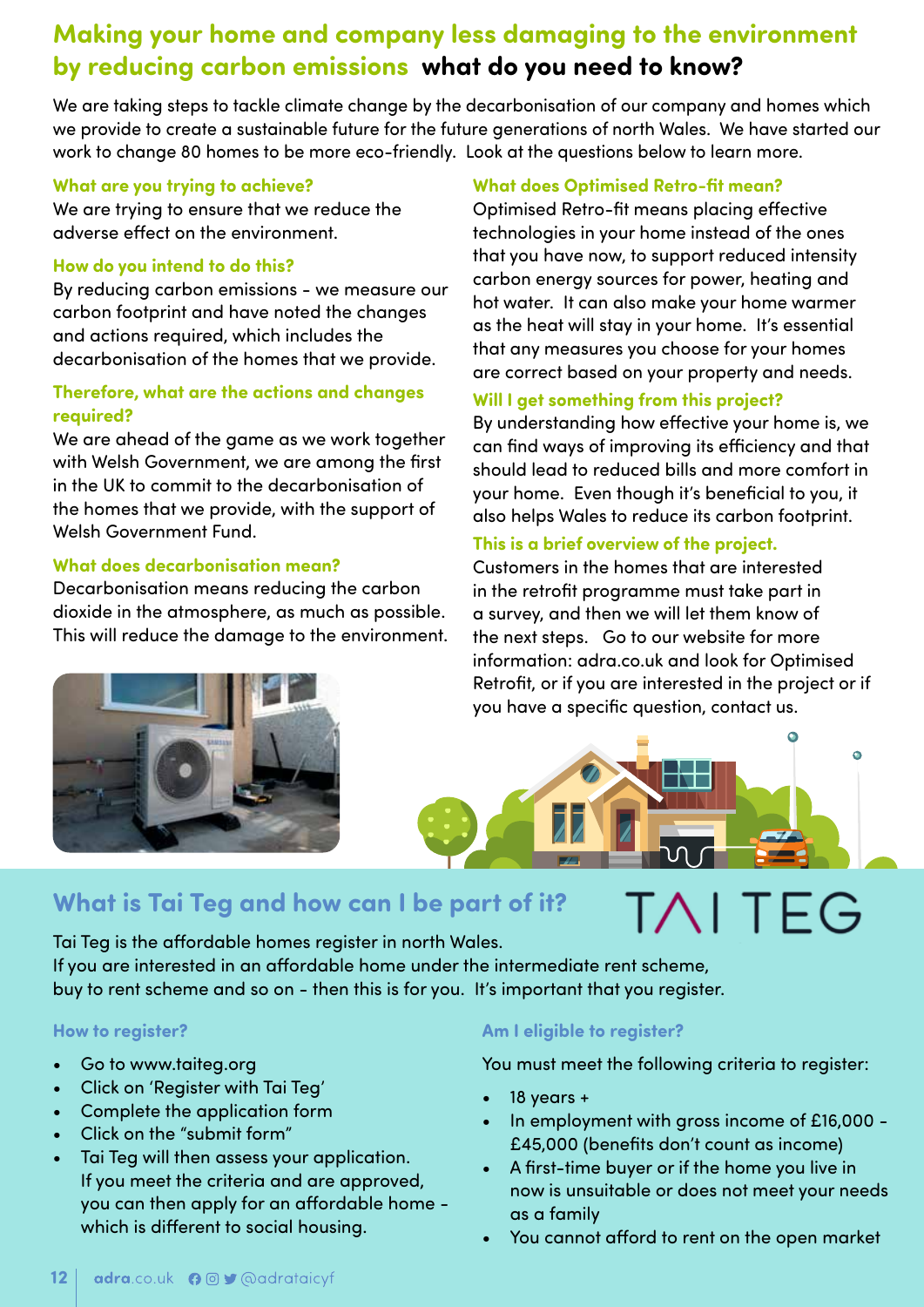# Making your home and company less damaging to the environment by reducing carbon emissions what do you need to know?

We are taking steps to tackle climate change by the decarbonisation of our company and homes which we provide to create a sustainable future for the future generations of north Wales. We have started our work to change 80 homes to be more eco-friendly. Look at the questions below to learn more.

### What are you trying to achieve?

We are trying to ensure that we reduce the adverse effect on the environment.

### How do you intend to do this?

By reducing carbon emissions - we measure our carbon footprint and have noted the changes and actions required, which includes the decarbonisation of the homes that we provide.

### Therefore, what are the actions and changes required?

We are ahead of the game as we work together with Welsh Government, we are among the first in the UK to commit to the decarbonisation of the homes that we provide, with the support of Welsh Government Fund.

### What does decarbonisation mean?

Decarbonisation means reducing the carbon dioxide in the atmosphere, as much as possible. This will reduce the damage to the environment.

### What does Optimised Retro-fit mean?

Optimised Retro-fit means placing effective technologies in your home instead of the ones that you have now, to support reduced intensity carbon energy sources for power, heating and hot water. It can also make your home warmer as the heat will stay in your home. It's essential that any measures you choose for your homes are correct based on your property and needs.

### Will I get something from this project?

By understanding how effective your home is, we can find ways of improving its efficiency and that should lead to reduced bills and more comfort in your home. Even though it's beneficial to you, it also helps Wales to reduce its carbon footprint.

### This is a brief overview of the project.

Customers in the homes that are interested in the retrofit programme must take part in a survey, and then we will let them know of the next steps. Go to our website for more information: adra.co.uk and look for Optimised Retrofit, or if you are interested in the project or if you have a specific question, contact us.

## What is Tai Teg and how can I be part of it?

TAI TEG

Tai Teg is the affordable homes register in north Wales.
If you are interested in an affordable home under the intermediate rent scheme, buy to rent scheme and so on - then this is for you. It's important that you register.

### How to register?

- Go to www.taiteg.org
- Click on 'Register with Tai Teg'
- Complete the application form
- Click on the "submit form"
- Tai Teg will then assess your application. If you meet the criteria and are approved, you can then apply for an affordable home - which is different to social housing.

### Am I eligible to register?

You must meet the following criteria to register:

- 18 years +
- In employment with gross income of £16,000 - £45,000 (benefits don't count as income)
- A first-time buyer or if the home you live in now is unsuitable or does not meet your needs as a family
- You cannot afford to rent on the open market